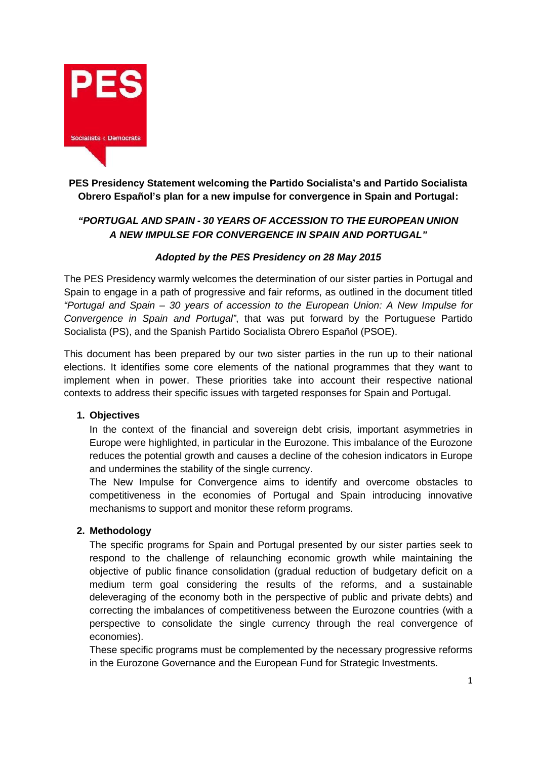**PES Presidency Statement welcoming the Partido Socialista's and Partido Socialista Obrero Español's plan for a new impulse for convergence in Spain and Portugal:**

***"PORTUGAL AND SPAIN - 30 YEARS OF ACCESSION TO THE EUROPEAN UNION A NEW IMPULSE FOR CONVERGENCE IN SPAIN AND PORTUGAL"***

***Adopted by the PES Presidency on 28 May 2015***

The PES Presidency warmly welcomes the determination of our sister parties in Portugal and Spain to engage in a path of progressive and fair reforms, as outlined in the document titled *"Portugal and Spain – 30 years of accession to the European Union: A New Impulse for Convergence in Spain and Portugal"*, that was put forward by the Portuguese Partido Socialista (PS), and the Spanish Partido Socialista Obrero Español (PSOE).

This document has been prepared by our two sister parties in the run up to their national elections. It identifies some core elements of the national programmes that they want to implement when in power. These priorities take into account their respective national contexts to address their specific issues with targeted responses for Spain and Portugal.

1. **Objectives**

   In the context of the financial and sovereign debt crisis, important asymmetries in Europe were highlighted, in particular in the Eurozone. This imbalance of the Eurozone reduces the potential growth and causes a decline of the cohesion indicators in Europe and undermines the stability of the single currency.

   The New Impulse for Convergence aims to identify and overcome obstacles to competitiveness in the economies of Portugal and Spain introducing innovative mechanisms to support and monitor these reform programs.

2. **Methodology**

   The specific programs for Spain and Portugal presented by our sister parties seek to respond to the challenge of relaunching economic growth while maintaining the objective of public finance consolidation (gradual reduction of budgetary deficit on a medium term goal considering the results of the reforms, and a sustainable deleveraging of the economy both in the perspective of public and private debts) and correcting the imbalances of competitiveness between the Eurozone countries (with a perspective to consolidate the single currency through the real convergence of economies).

   These specific programs must be complemented by the necessary progressive reforms in the Eurozone Governance and the European Fund for Strategic Investments.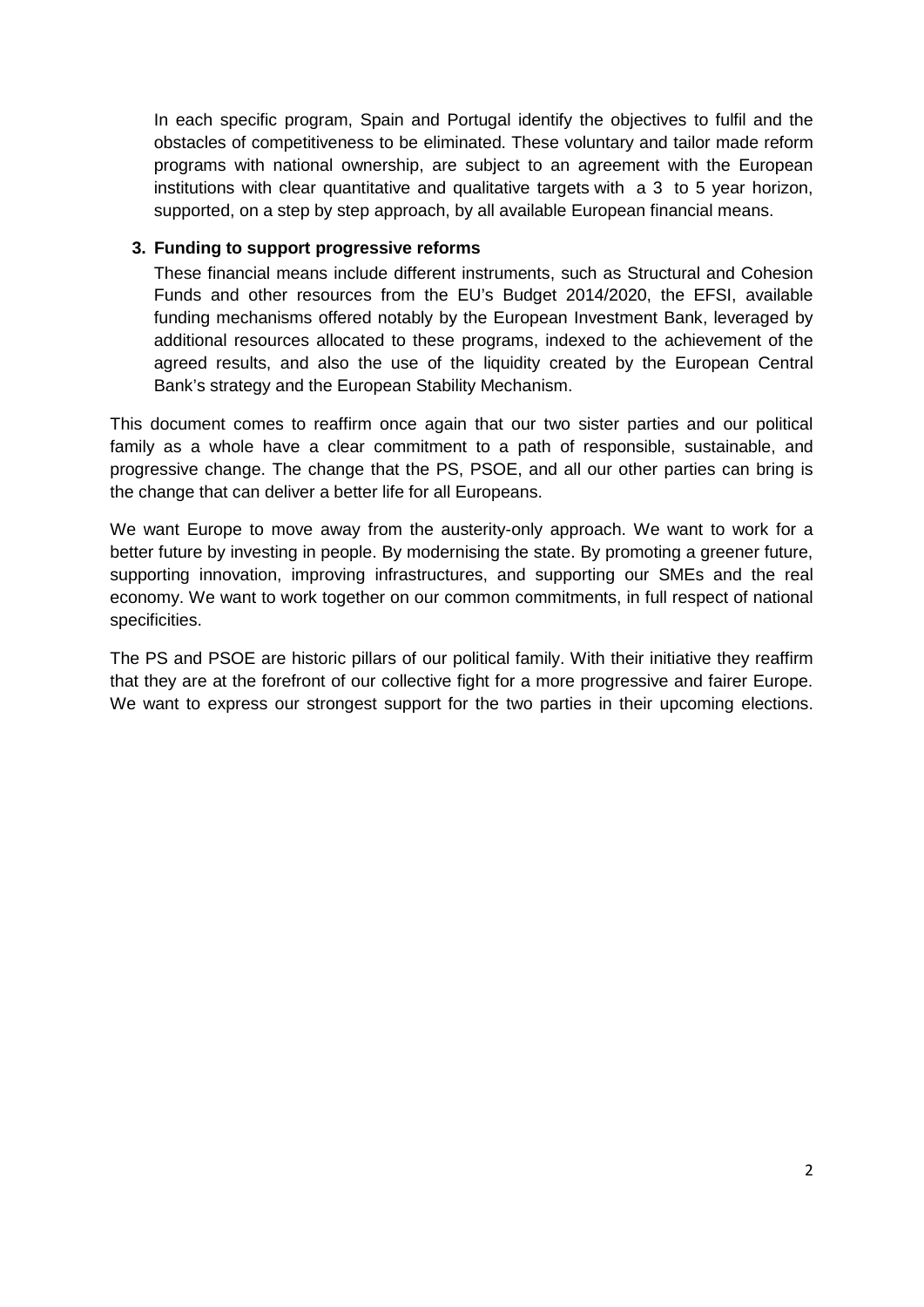In each specific program, Spain and Portugal identify the objectives to fulfil and the obstacles of competitiveness to be eliminated. These voluntary and tailor made reform programs with national ownership, are subject to an agreement with the European institutions with clear quantitative and qualitative targets with a 3 to 5 year horizon, supported, on a step by step approach, by all available European financial means.

3. **Funding to support progressive reforms**

   These financial means include different instruments, such as Structural and Cohesion Funds and other resources from the EU's Budget 2014/2020, the EFSI, available funding mechanisms offered notably by the European Investment Bank, leveraged by additional resources allocated to these programs, indexed to the achievement of the agreed results, and also the use of the liquidity created by the European Central Bank's strategy and the European Stability Mechanism.

This document comes to reaffirm once again that our two sister parties and our political family as a whole have a clear commitment to a path of responsible, sustainable, and progressive change. The change that the PS, PSOE, and all our other parties can bring is the change that can deliver a better life for all Europeans.

We want Europe to move away from the austerity-only approach. We want to work for a better future by investing in people. By modernising the state. By promoting a greener future, supporting innovation, improving infrastructures, and supporting our SMEs and the real economy. We want to work together on our common commitments, in full respect of national specificities.

The PS and PSOE are historic pillars of our political family. With their initiative they reaffirm that they are at the forefront of our collective fight for a more progressive and fairer Europe. We want to express our strongest support for the two parties in their upcoming elections.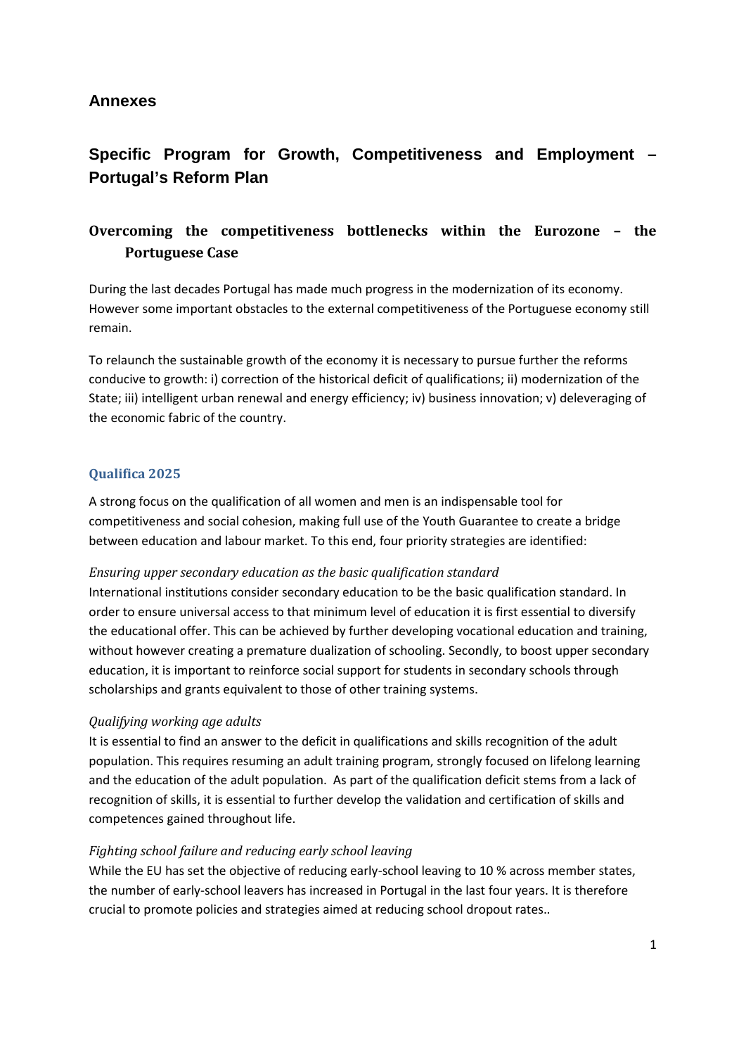## Annexes

# Specific Program for Growth, Competitiveness and Employment – Portugal's Reform Plan

## Overcoming the competitiveness bottlenecks within the Eurozone – the Portuguese Case

During the last decades Portugal has made much progress in the modernization of its economy. However some important obstacles to the external competitiveness of the Portuguese economy still remain.

To relaunch the sustainable growth of the economy it is necessary to pursue further the reforms conducive to growth: i) correction of the historical deficit of qualifications; ii) modernization of the State; iii) intelligent urban renewal and energy efficiency; iv) business innovation; v) deleveraging of the economic fabric of the country.

### Qualifica 2025

A strong focus on the qualification of all women and men is an indispensable tool for competitiveness and social cohesion, making full use of the Youth Guarantee to create a bridge between education and labour market. To this end, four priority strategies are identified:

*Ensuring upper secondary education as the basic qualification standard*

International institutions consider secondary education to be the basic qualification standard. In order to ensure universal access to that minimum level of education it is first essential to diversify the educational offer. This can be achieved by further developing vocational education and training, without however creating a premature dualization of schooling. Secondly, to boost upper secondary education, it is important to reinforce social support for students in secondary schools through scholarships and grants equivalent to those of other training systems.

*Qualifying working age adults*

It is essential to find an answer to the deficit in qualifications and skills recognition of the adult population. This requires resuming an adult training program, strongly focused on lifelong learning and the education of the adult population. As part of the qualification deficit stems from a lack of recognition of skills, it is essential to further develop the validation and certification of skills and competences gained throughout life.

*Fighting school failure and reducing early school leaving*

While the EU has set the objective of reducing early-school leaving to 10 % across member states, the number of early-school leavers has increased in Portugal in the last four years. It is therefore crucial to promote policies and strategies aimed at reducing school dropout rates..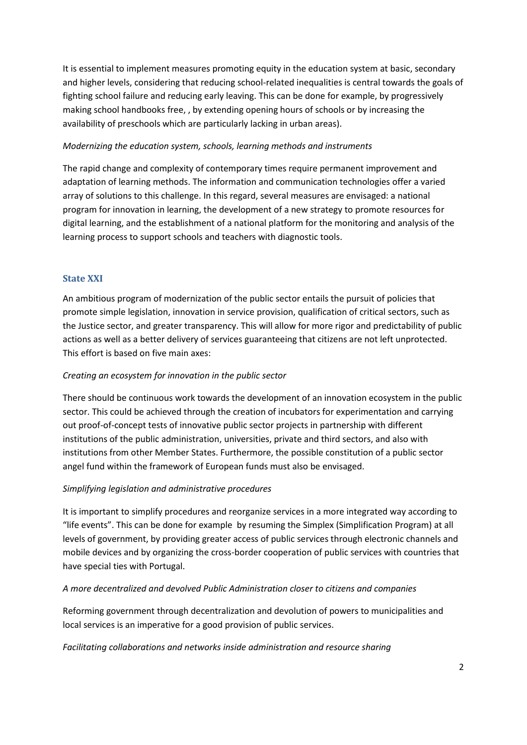It is essential to implement measures promoting equity in the education system at basic, secondary and higher levels, considering that reducing school-related inequalities is central towards the goals of fighting school failure and reducing early leaving. This can be done for example, by progressively making school handbooks free, , by extending opening hours of schools or by increasing the availability of preschools which are particularly lacking in urban areas).

*Modernizing the education system, schools, learning methods and instruments*

The rapid change and complexity of contemporary times require permanent improvement and adaptation of learning methods. The information and communication technologies offer a varied array of solutions to this challenge. In this regard, several measures are envisaged: a national program for innovation in learning, the development of a new strategy to promote resources for digital learning, and the establishment of a national platform for the monitoring and analysis of the learning process to support schools and teachers with diagnostic tools.

## State XXI

An ambitious program of modernization of the public sector entails the pursuit of policies that promote simple legislation, innovation in service provision, qualification of critical sectors, such as the Justice sector, and greater transparency. This will allow for more rigor and predictability of public actions as well as a better delivery of services guaranteeing that citizens are not left unprotected. This effort is based on five main axes:

*Creating an ecosystem for innovation in the public sector*

There should be continuous work towards the development of an innovation ecosystem in the public sector. This could be achieved through the creation of incubators for experimentation and carrying out proof-of-concept tests of innovative public sector projects in partnership with different institutions of the public administration, universities, private and third sectors, and also with institutions from other Member States. Furthermore, the possible constitution of a public sector angel fund within the framework of European funds must also be envisaged.

*Simplifying legislation and administrative procedures*

It is important to simplify procedures and reorganize services in a more integrated way according to "life events". This can be done for example by resuming the Simplex (Simplification Program) at all levels of government, by providing greater access of public services through electronic channels and mobile devices and by organizing the cross-border cooperation of public services with countries that have special ties with Portugal.

*A more decentralized and devolved Public Administration closer to citizens and companies*

Reforming government through decentralization and devolution of powers to municipalities and local services is an imperative for a good provision of public services.

*Facilitating collaborations and networks inside administration and resource sharing*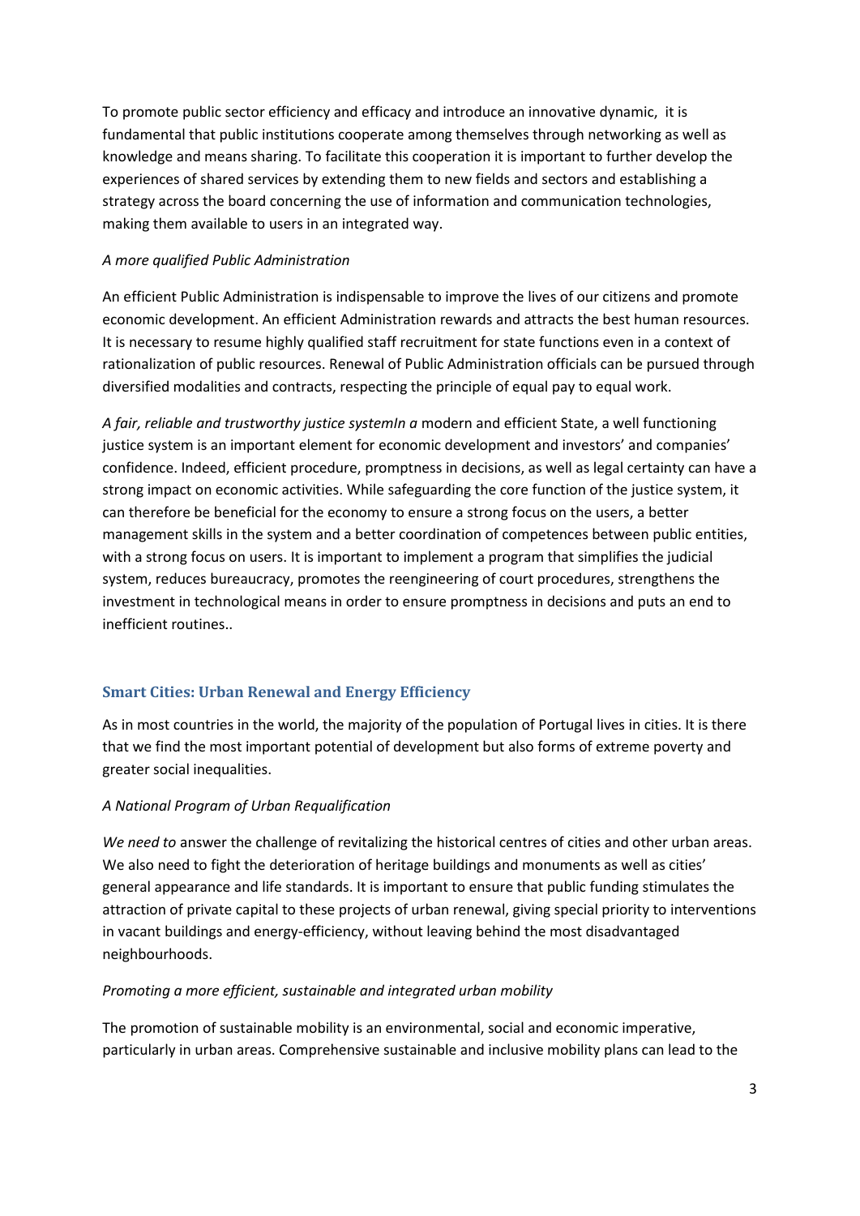To promote public sector efficiency and efficacy and introduce an innovative dynamic, it is fundamental that public institutions cooperate among themselves through networking as well as knowledge and means sharing. To facilitate this cooperation it is important to further develop the experiences of shared services by extending them to new fields and sectors and establishing a strategy across the board concerning the use of information and communication technologies, making them available to users in an integrated way.

*A more qualified Public Administration*

An efficient Public Administration is indispensable to improve the lives of our citizens and promote economic development. An efficient Administration rewards and attracts the best human resources. It is necessary to resume highly qualified staff recruitment for state functions even in a context of rationalization of public resources. Renewal of Public Administration officials can be pursued through diversified modalities and contracts, respecting the principle of equal pay to equal work.

*A fair, reliable and trustworthy justice systemIn a* modern and efficient State, a well functioning justice system is an important element for economic development and investors' and companies' confidence. Indeed, efficient procedure, promptness in decisions, as well as legal certainty can have a strong impact on economic activities. While safeguarding the core function of the justice system, it can therefore be beneficial for the economy to ensure a strong focus on the users, a better management skills in the system and a better coordination of competences between public entities, with a strong focus on users. It is important to implement a program that simplifies the judicial system, reduces bureaucracy, promotes the reengineering of court procedures, strengthens the investment in technological means in order to ensure promptness in decisions and puts an end to inefficient routines..

## Smart Cities: Urban Renewal and Energy Efficiency

As in most countries in the world, the majority of the population of Portugal lives in cities. It is there that we find the most important potential of development but also forms of extreme poverty and greater social inequalities.

*A National Program of Urban Requalification*

*We need to* answer the challenge of revitalizing the historical centres of cities and other urban areas. We also need to fight the deterioration of heritage buildings and monuments as well as cities' general appearance and life standards. It is important to ensure that public funding stimulates the attraction of private capital to these projects of urban renewal, giving special priority to interventions in vacant buildings and energy-efficiency, without leaving behind the most disadvantaged neighbourhoods.

*Promoting a more efficient, sustainable and integrated urban mobility*

The promotion of sustainable mobility is an environmental, social and economic imperative, particularly in urban areas. Comprehensive sustainable and inclusive mobility plans can lead to the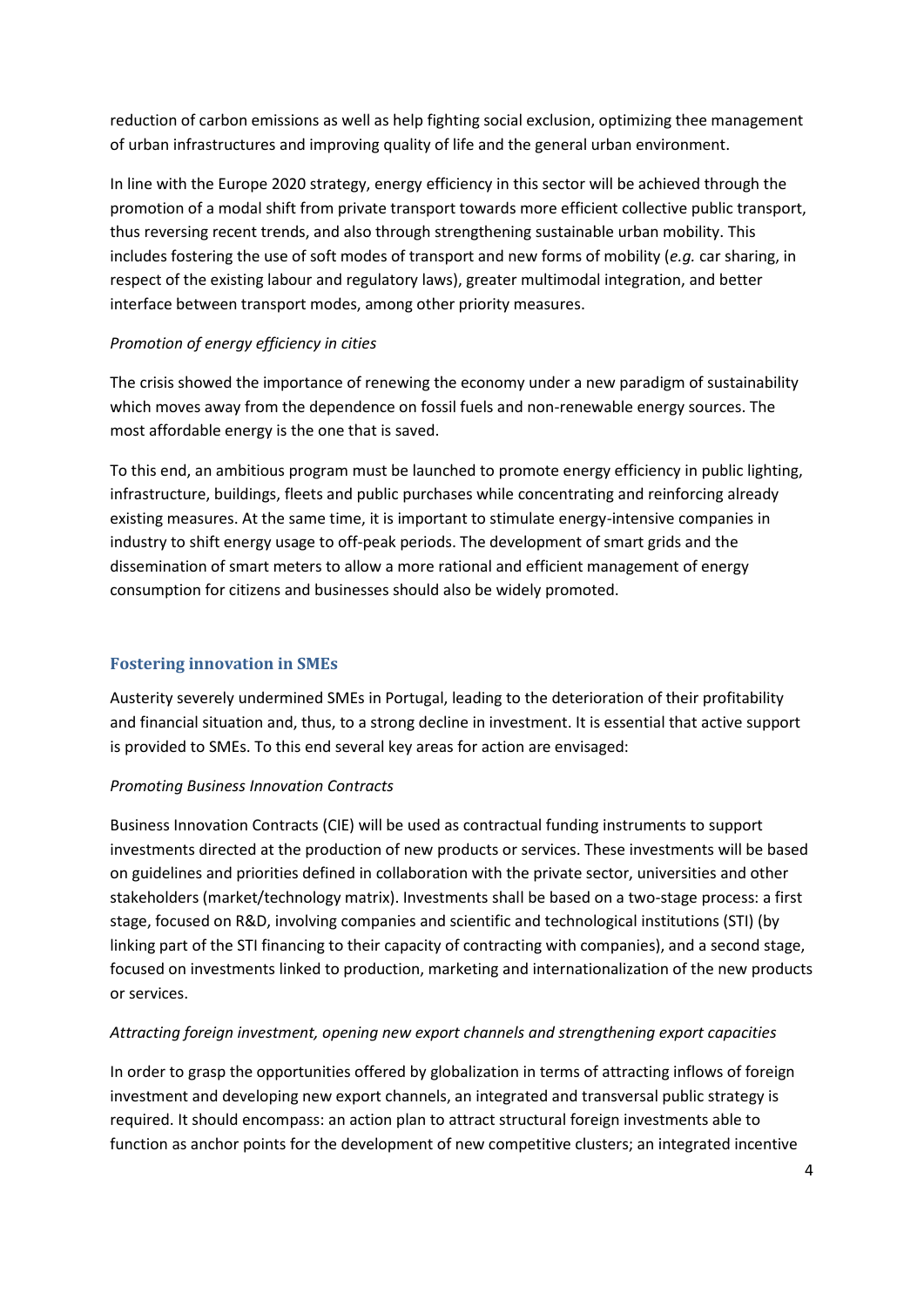reduction of carbon emissions as well as help fighting social exclusion, optimizing thee management of urban infrastructures and improving quality of life and the general urban environment.

In line with the Europe 2020 strategy, energy efficiency in this sector will be achieved through the promotion of a modal shift from private transport towards more efficient collective public transport, thus reversing recent trends, and also through strengthening sustainable urban mobility. This includes fostering the use of soft modes of transport and new forms of mobility (*e.g.* car sharing, in respect of the existing labour and regulatory laws), greater multimodal integration, and better interface between transport modes, among other priority measures.

*Promotion of energy efficiency in cities*

The crisis showed the importance of renewing the economy under a new paradigm of sustainability which moves away from the dependence on fossil fuels and non-renewable energy sources. The most affordable energy is the one that is saved.

To this end, an ambitious program must be launched to promote energy efficiency in public lighting, infrastructure, buildings, fleets and public purchases while concentrating and reinforcing already existing measures. At the same time, it is important to stimulate energy-intensive companies in industry to shift energy usage to off-peak periods. The development of smart grids and the dissemination of smart meters to allow a more rational and efficient management of energy consumption for citizens and businesses should also be widely promoted.

## Fostering innovation in SMEs

Austerity severely undermined SMEs in Portugal, leading to the deterioration of their profitability and financial situation and, thus, to a strong decline in investment. It is essential that active support is provided to SMEs. To this end several key areas for action are envisaged:

*Promoting Business Innovation Contracts*

Business Innovation Contracts (CIE) will be used as contractual funding instruments to support investments directed at the production of new products or services. These investments will be based on guidelines and priorities defined in collaboration with the private sector, universities and other stakeholders (market/technology matrix). Investments shall be based on a two-stage process: a first stage, focused on R&D, involving companies and scientific and technological institutions (STI) (by linking part of the STI financing to their capacity of contracting with companies), and a second stage, focused on investments linked to production, marketing and internationalization of the new products or services.

*Attracting foreign investment, opening new export channels and strengthening export capacities*

In order to grasp the opportunities offered by globalization in terms of attracting inflows of foreign investment and developing new export channels, an integrated and transversal public strategy is required. It should encompass: an action plan to attract structural foreign investments able to function as anchor points for the development of new competitive clusters; an integrated incentive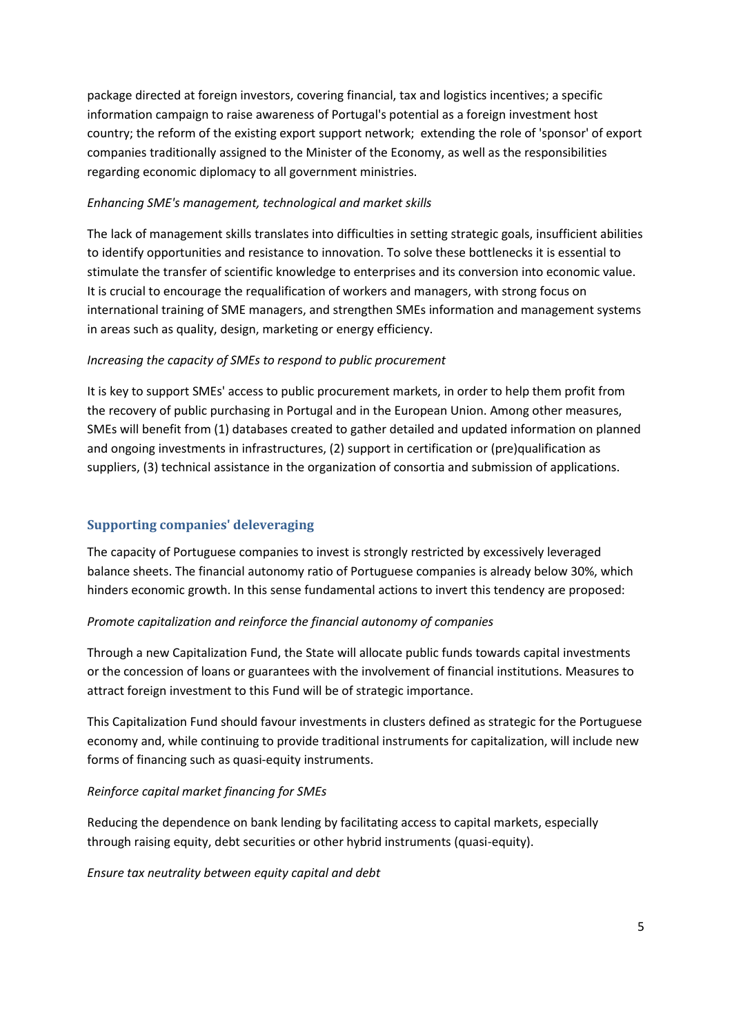package directed at foreign investors, covering financial, tax and logistics incentives; a specific information campaign to raise awareness of Portugal's potential as a foreign investment host country; the reform of the existing export support network; extending the role of 'sponsor' of export companies traditionally assigned to the Minister of the Economy, as well as the responsibilities regarding economic diplomacy to all government ministries.

*Enhancing SME's management, technological and market skills*

The lack of management skills translates into difficulties in setting strategic goals, insufficient abilities to identify opportunities and resistance to innovation. To solve these bottlenecks it is essential to stimulate the transfer of scientific knowledge to enterprises and its conversion into economic value. It is crucial to encourage the requalification of workers and managers, with strong focus on international training of SME managers, and strengthen SMEs information and management systems in areas such as quality, design, marketing or energy efficiency.

*Increasing the capacity of SMEs to respond to public procurement*

It is key to support SMEs' access to public procurement markets, in order to help them profit from the recovery of public purchasing in Portugal and in the European Union. Among other measures, SMEs will benefit from (1) databases created to gather detailed and updated information on planned and ongoing investments in infrastructures, (2) support in certification or (pre)qualification as suppliers, (3) technical assistance in the organization of consortia and submission of applications.

## Supporting companies' deleveraging

The capacity of Portuguese companies to invest is strongly restricted by excessively leveraged balance sheets. The financial autonomy ratio of Portuguese companies is already below 30%, which hinders economic growth. In this sense fundamental actions to invert this tendency are proposed:

*Promote capitalization and reinforce the financial autonomy of companies*

Through a new Capitalization Fund, the State will allocate public funds towards capital investments or the concession of loans or guarantees with the involvement of financial institutions. Measures to attract foreign investment to this Fund will be of strategic importance.

This Capitalization Fund should favour investments in clusters defined as strategic for the Portuguese economy and, while continuing to provide traditional instruments for capitalization, will include new forms of financing such as quasi-equity instruments.

*Reinforce capital market financing for SMEs*

Reducing the dependence on bank lending by facilitating access to capital markets, especially through raising equity, debt securities or other hybrid instruments (quasi-equity).

*Ensure tax neutrality between equity capital and debt*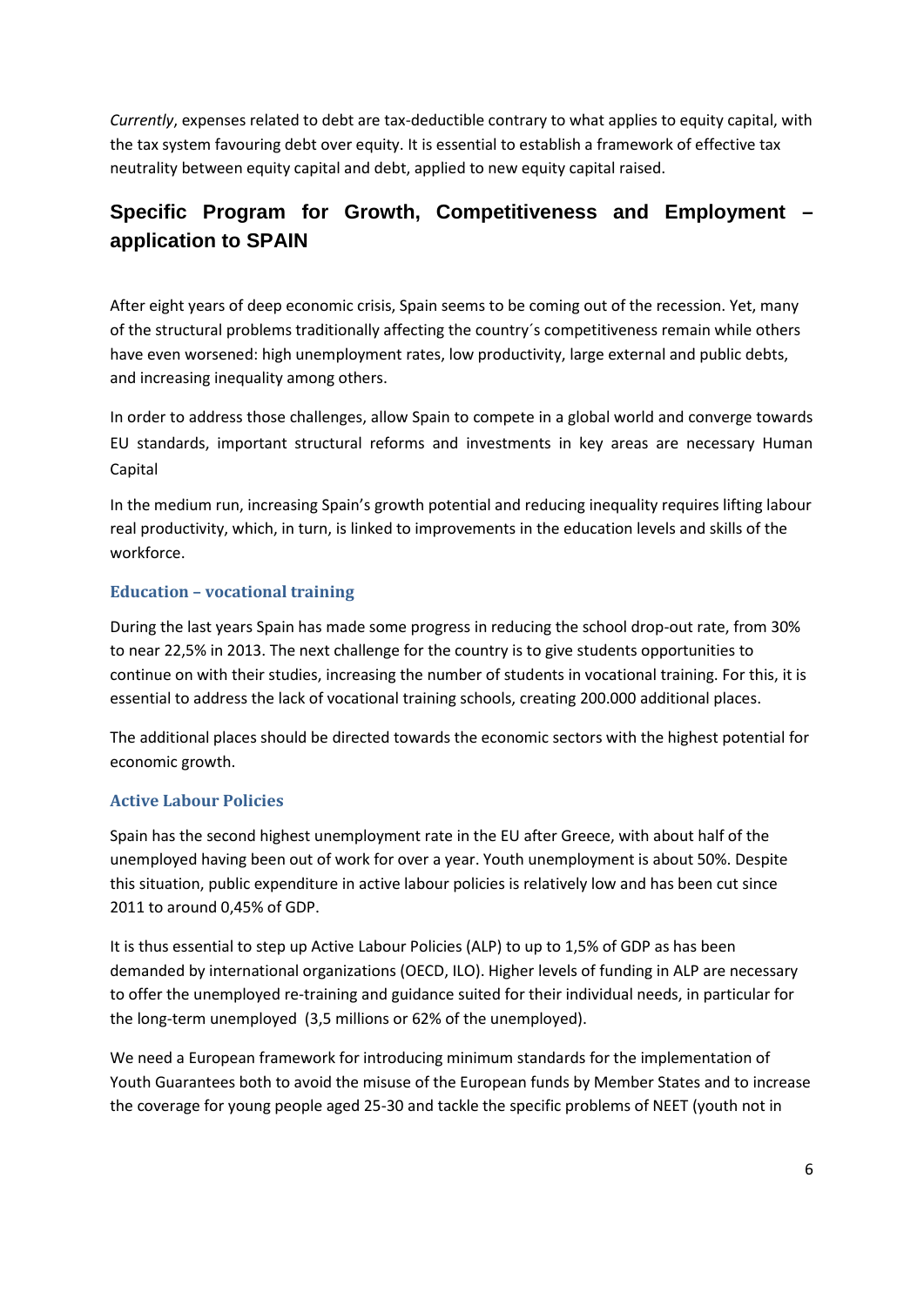*Currently*, expenses related to debt are tax-deductible contrary to what applies to equity capital, with the tax system favouring debt over equity. It is essential to establish a framework of effective tax neutrality between equity capital and debt, applied to new equity capital raised.

## Specific Program for Growth, Competitiveness and Employment – application to SPAIN

After eight years of deep economic crisis, Spain seems to be coming out of the recession. Yet, many of the structural problems traditionally affecting the country´s competitiveness remain while others have even worsened: high unemployment rates, low productivity, large external and public debts, and increasing inequality among others.

In order to address those challenges, allow Spain to compete in a global world and converge towards EU standards, important structural reforms and investments in key areas are necessary Human Capital

In the medium run, increasing Spain's growth potential and reducing inequality requires lifting labour real productivity, which, in turn, is linked to improvements in the education levels and skills of the workforce.

### Education – vocational training

During the last years Spain has made some progress in reducing the school drop-out rate, from 30% to near 22,5% in 2013. The next challenge for the country is to give students opportunities to continue on with their studies, increasing the number of students in vocational training. For this, it is essential to address the lack of vocational training schools, creating 200.000 additional places.

The additional places should be directed towards the economic sectors with the highest potential for economic growth.

### Active Labour Policies

Spain has the second highest unemployment rate in the EU after Greece, with about half of the unemployed having been out of work for over a year. Youth unemployment is about 50%. Despite this situation, public expenditure in active labour policies is relatively low and has been cut since 2011 to around 0,45% of GDP.

It is thus essential to step up Active Labour Policies (ALP) to up to 1,5% of GDP as has been demanded by international organizations (OECD, ILO). Higher levels of funding in ALP are necessary to offer the unemployed re-training and guidance suited for their individual needs, in particular for the long-term unemployed (3,5 millions or 62% of the unemployed).

We need a European framework for introducing minimum standards for the implementation of Youth Guarantees both to avoid the misuse of the European funds by Member States and to increase the coverage for young people aged 25-30 and tackle the specific problems of NEET (youth not in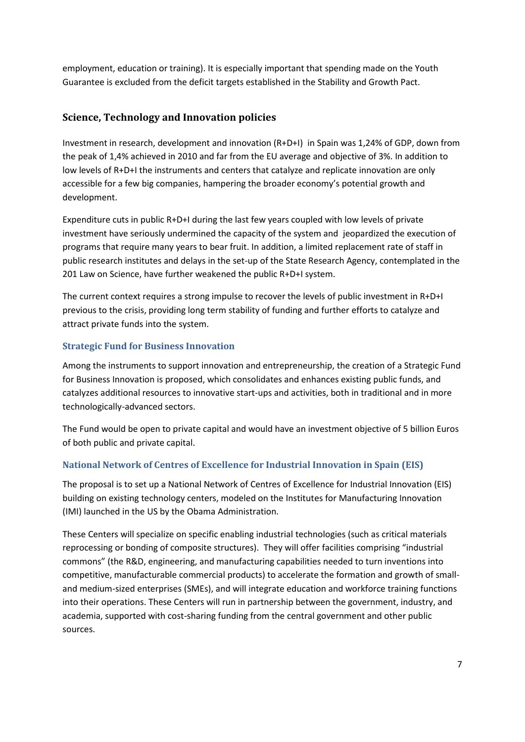employment, education or training). It is especially important that spending made on the Youth Guarantee is excluded from the deficit targets established in the Stability and Growth Pact.

## Science, Technology and Innovation policies

Investment in research, development and innovation (R+D+I) in Spain was 1,24% of GDP, down from the peak of 1,4% achieved in 2010 and far from the EU average and objective of 3%. In addition to low levels of R+D+I the instruments and centers that catalyze and replicate innovation are only accessible for a few big companies, hampering the broader economy's potential growth and development.

Expenditure cuts in public R+D+I during the last few years coupled with low levels of private investment have seriously undermined the capacity of the system and jeopardized the execution of programs that require many years to bear fruit. In addition, a limited replacement rate of staff in public research institutes and delays in the set-up of the State Research Agency, contemplated in the 201 Law on Science, have further weakened the public R+D+I system.

The current context requires a strong impulse to recover the levels of public investment in R+D+I previous to the crisis, providing long term stability of funding and further efforts to catalyze and attract private funds into the system.

### Strategic Fund for Business Innovation

Among the instruments to support innovation and entrepreneurship, the creation of a Strategic Fund for Business Innovation is proposed, which consolidates and enhances existing public funds, and catalyzes additional resources to innovative start-ups and activities, both in traditional and in more technologically-advanced sectors.

The Fund would be open to private capital and would have an investment objective of 5 billion Euros of both public and private capital.

### National Network of Centres of Excellence for Industrial Innovation in Spain (EIS)

The proposal is to set up a National Network of Centres of Excellence for Industrial Innovation (EIS) building on existing technology centers, modeled on the Institutes for Manufacturing Innovation (IMI) launched in the US by the Obama Administration.

These Centers will specialize on specific enabling industrial technologies (such as critical materials reprocessing or bonding of composite structures). They will offer facilities comprising "industrial commons" (the R&D, engineering, and manufacturing capabilities needed to turn inventions into competitive, manufacturable commercial products) to accelerate the formation and growth of small- and medium-sized enterprises (SMEs), and will integrate education and workforce training functions into their operations. These Centers will run in partnership between the government, industry, and academia, supported with cost-sharing funding from the central government and other public sources.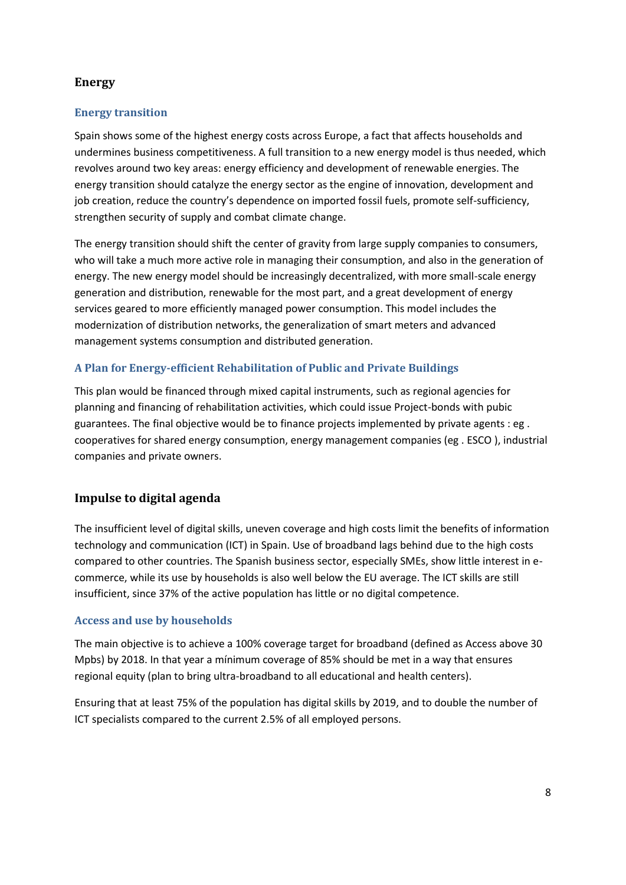## Energy

### Energy transition

Spain shows some of the highest energy costs across Europe, a fact that affects households and undermines business competitiveness. A full transition to a new energy model is thus needed, which revolves around two key areas: energy efficiency and development of renewable energies. The energy transition should catalyze the energy sector as the engine of innovation, development and job creation, reduce the country's dependence on imported fossil fuels, promote self-sufficiency, strengthen security of supply and combat climate change.

The energy transition should shift the center of gravity from large supply companies to consumers, who will take a much more active role in managing their consumption, and also in the generation of energy. The new energy model should be increasingly decentralized, with more small-scale energy generation and distribution, renewable for the most part, and a great development of energy services geared to more efficiently managed power consumption. This model includes the modernization of distribution networks, the generalization of smart meters and advanced management systems consumption and distributed generation.

### A Plan for Energy-efficient Rehabilitation of Public and Private Buildings

This plan would be financed through mixed capital instruments, such as regional agencies for planning and financing of rehabilitation activities, which could issue Project-bonds with pubic guarantees. The final objective would be to finance projects implemented by private agents : eg . cooperatives for shared energy consumption, energy management companies (eg . ESCO ), industrial companies and private owners.

## Impulse to digital agenda

The insufficient level of digital skills, uneven coverage and high costs limit the benefits of information technology and communication (ICT) in Spain. Use of broadband lags behind due to the high costs compared to other countries. The Spanish business sector, especially SMEs, show little interest in e-commerce, while its use by households is also well below the EU average. The ICT skills are still insufficient, since 37% of the active population has little or no digital competence.

### Access and use by households

The main objective is to achieve a 100% coverage target for broadband (defined as Access above 30 Mpbs) by 2018. In that year a mínimum coverage of 85% should be met in a way that ensures regional equity (plan to bring ultra-broadband to all educational and health centers).

Ensuring that at least 75% of the population has digital skills by 2019, and to double the number of ICT specialists compared to the current 2.5% of all employed persons.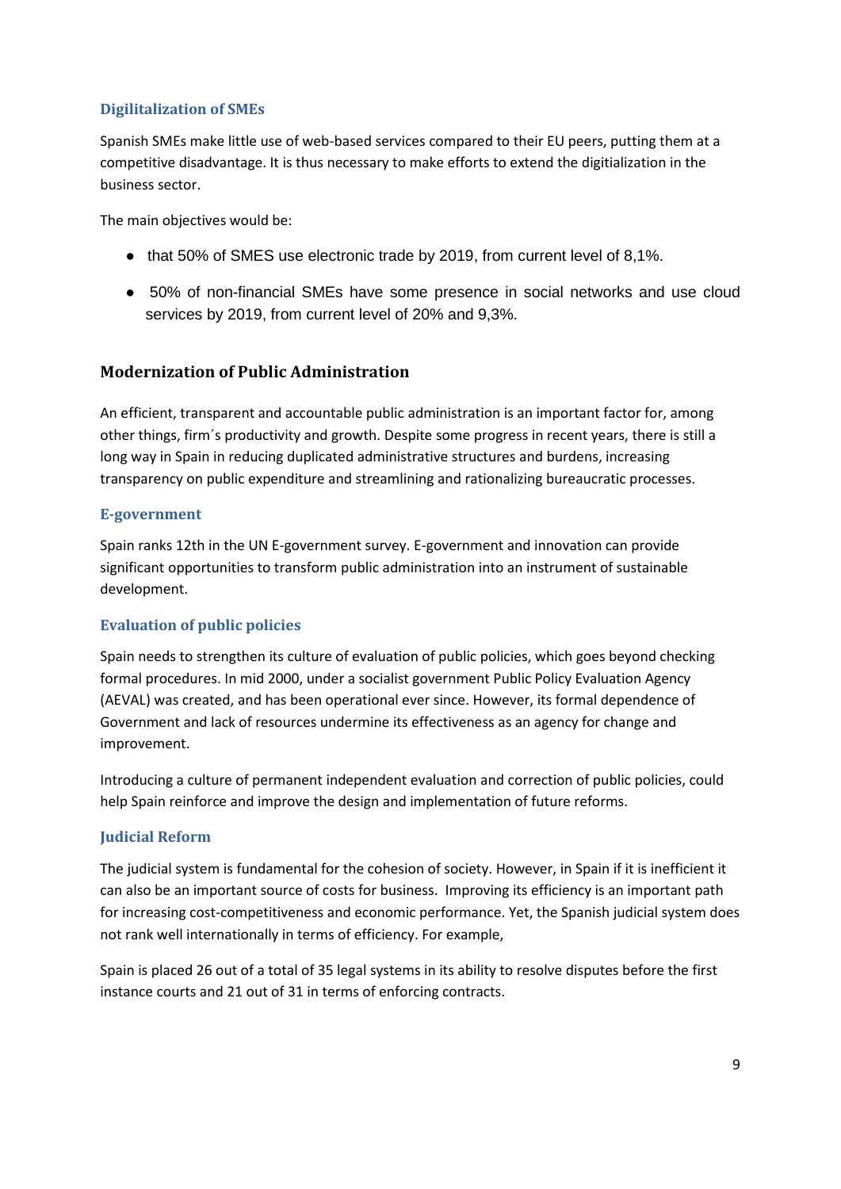### Digilitalization of SMEs

Spanish SMEs make little use of web-based services compared to their EU peers, putting them at a competitive disadvantage. It is thus necessary to make efforts to extend the digitialization in the business sector.

The main objectives would be:

- that 50% of SMES use electronic trade by 2019, from current level of 8,1%.
- 50% of non-financial SMEs have some presence in social networks and use cloud services by 2019, from current level of 20% and 9,3%.

## Modernization of Public Administration

An efficient, transparent and accountable public administration is an important factor for, among other things, firm´s productivity and growth. Despite some progress in recent years, there is still a long way in Spain in reducing duplicated administrative structures and burdens, increasing transparency on public expenditure and streamlining and rationalizing bureaucratic processes.

### E-government

Spain ranks 12th in the UN E-government survey. E-government and innovation can provide significant opportunities to transform public administration into an instrument of sustainable development.

### Evaluation of public policies

Spain needs to strengthen its culture of evaluation of public policies, which goes beyond checking formal procedures. In mid 2000, under a socialist government Public Policy Evaluation Agency (AEVAL) was created, and has been operational ever since. However, its formal dependence of Government and lack of resources undermine its effectiveness as an agency for change and improvement.

Introducing a culture of permanent independent evaluation and correction of public policies, could help Spain reinforce and improve the design and implementation of future reforms.

### Judicial Reform

The judicial system is fundamental for the cohesion of society. However, in Spain if it is inefficient it can also be an important source of costs for business. Improving its efficiency is an important path for increasing cost-competitiveness and economic performance. Yet, the Spanish judicial system does not rank well internationally in terms of efficiency. For example,

Spain is placed 26 out of a total of 35 legal systems in its ability to resolve disputes before the first instance courts and 21 out of 31 in terms of enforcing contracts.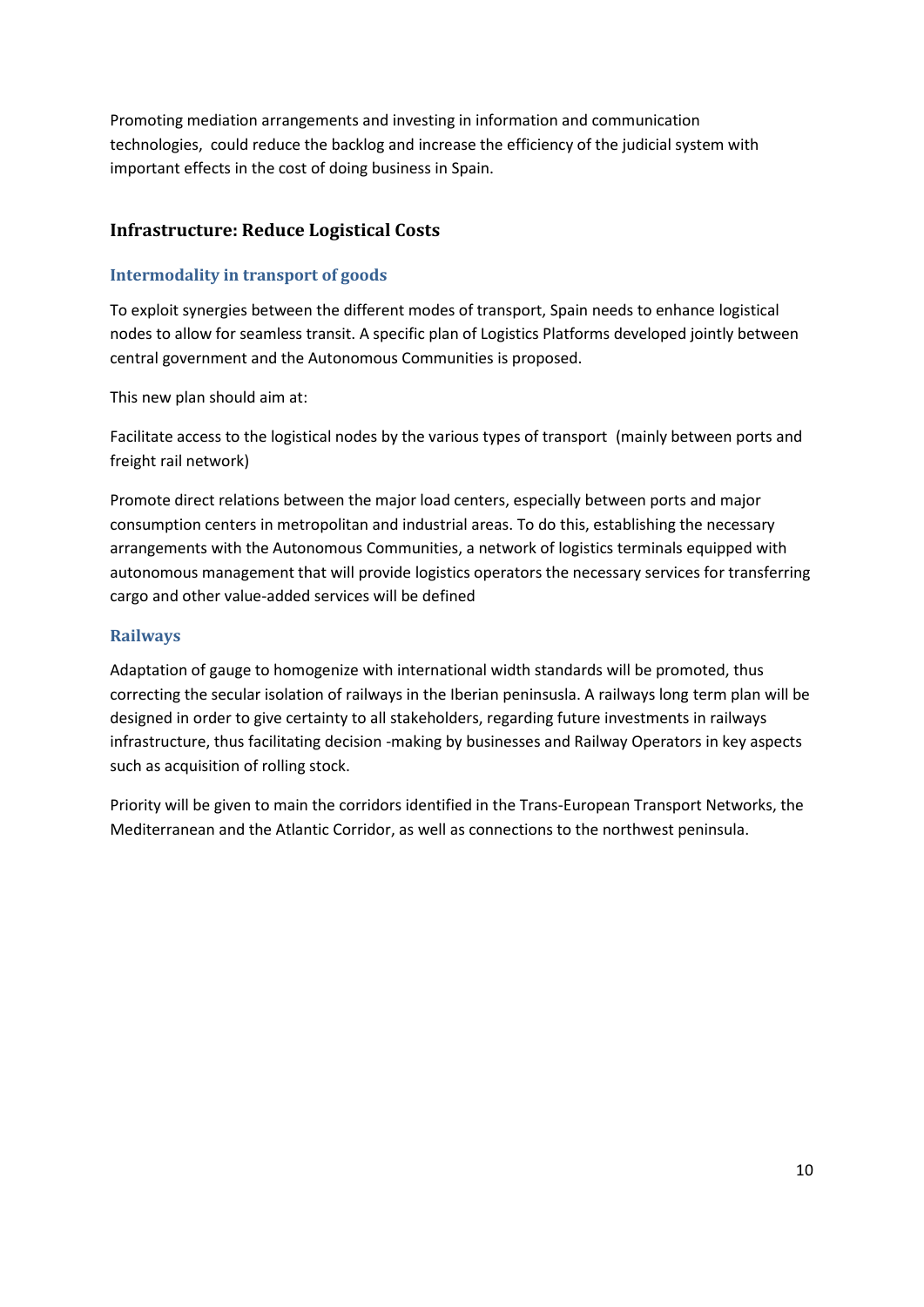Promoting mediation arrangements and investing in information and communication technologies,  could reduce the backlog and increase the efficiency of the judicial system with important effects in the cost of doing business in Spain.

## Infrastructure: Reduce Logistical Costs

### Intermodality in transport of goods

To exploit synergies between the different modes of transport, Spain needs to enhance logistical nodes to allow for seamless transit. A specific plan of Logistics Platforms developed jointly between central government and the Autonomous Communities is proposed.

This new plan should aim at:

Facilitate access to the logistical nodes by the various types of transport  (mainly between ports and freight rail network)

Promote direct relations between the major load centers, especially between ports and major consumption centers in metropolitan and industrial areas. To do this, establishing the necessary arrangements with the Autonomous Communities, a network of logistics terminals equipped with autonomous management that will provide logistics operators the necessary services for transferring cargo and other value-added services will be defined

### Railways

Adaptation of gauge to homogenize with international width standards will be promoted, thus correcting the secular isolation of railways in the Iberian peninsusla. A railways long term plan will be designed in order to give certainty to all stakeholders, regarding future investments in railways infrastructure, thus facilitating decision -making by businesses and Railway Operators in key aspects such as acquisition of rolling stock.

Priority will be given to main the corridors identified in the Trans-European Transport Networks, the Mediterranean and the Atlantic Corridor, as well as connections to the northwest peninsula.